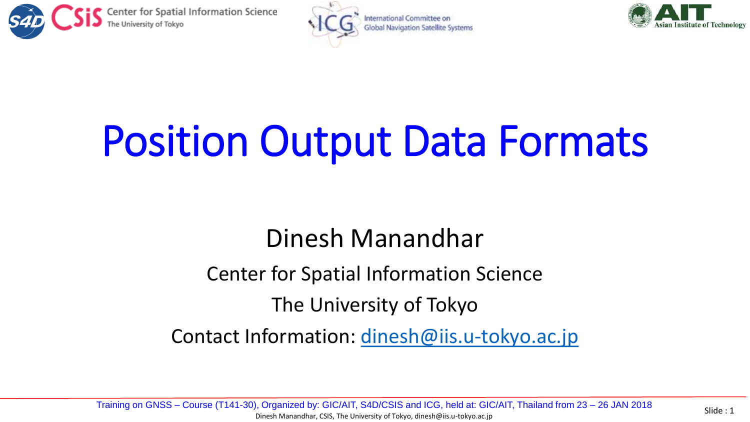# Position Output Data Formats

Dinesh Manandhar

Center for Spatial Information Science

The University of Tokyo

Contact Information: dinesh@iis.u-tokyo.ac.jp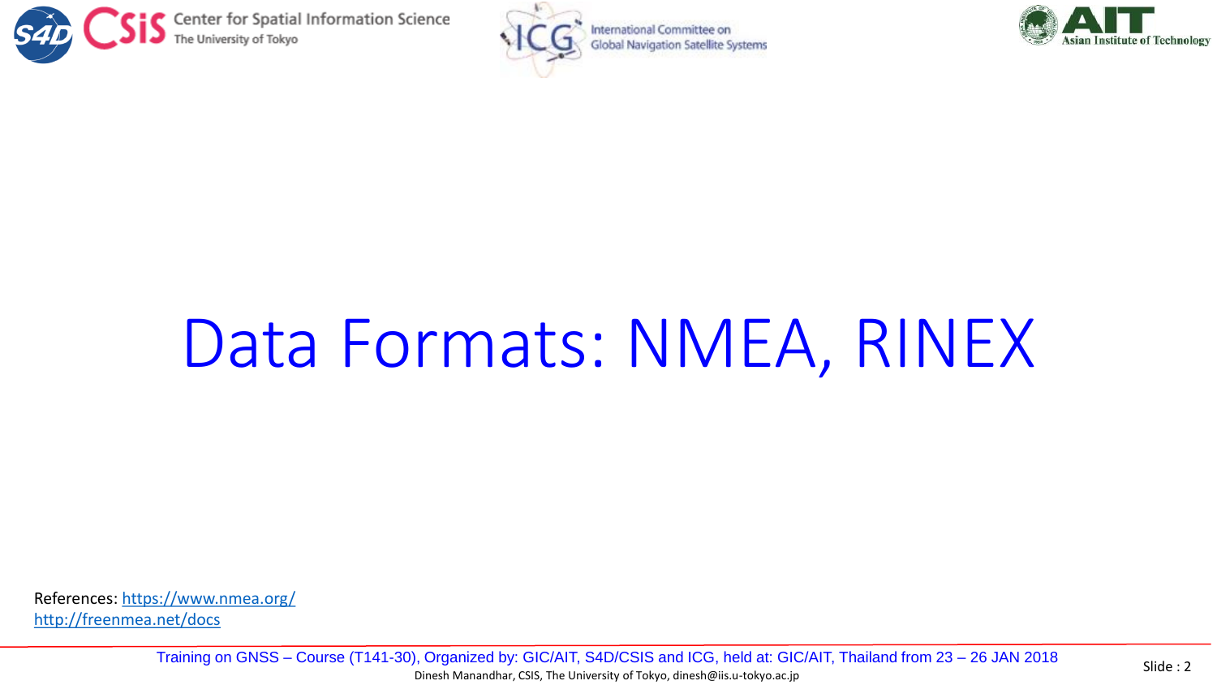# Data Formats: NMEA, RINEX

References: https://www.nmea.org/
http://freenmea.net/docs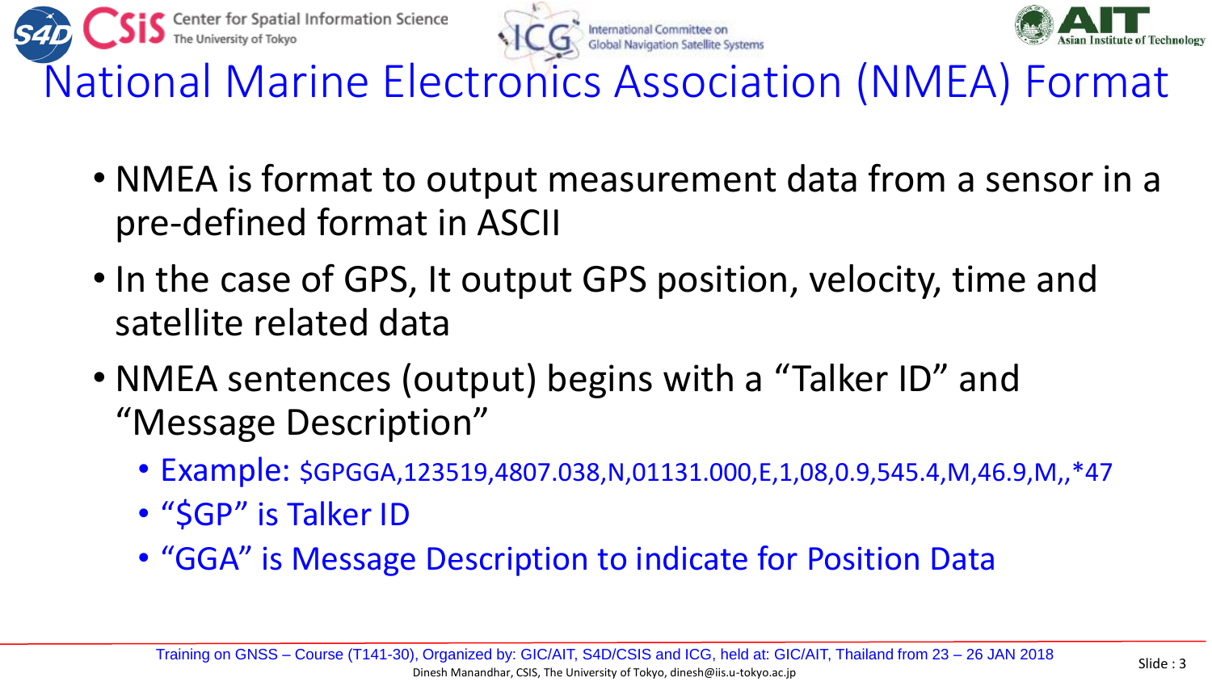# National Marine Electronics Association (NMEA) Format

- NMEA is format to output measurement data from a sensor in a pre-defined format in ASCII
- In the case of GPS, It output GPS position, velocity, time and satellite related data
- NMEA sentences (output) begins with a "Talker ID" and "Message Description"
  - Example: $GPGGA,123519,4807.038,N,01131.000,E,1,08,0.9,545.4,M,46.9,M,,*47
  - "$GP" is Talker ID
  - "GGA" is Message Description to indicate for Position Data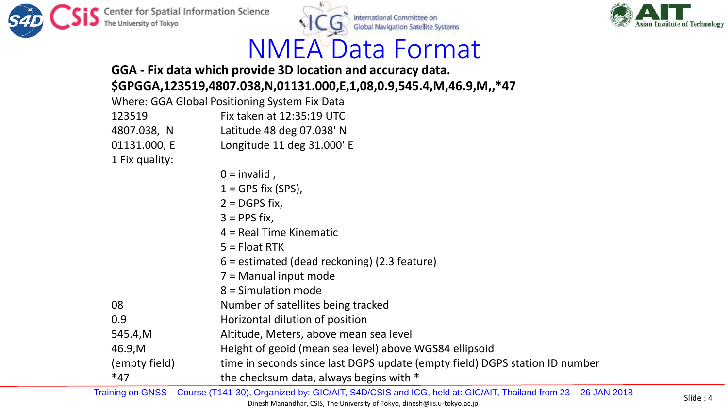# NMEA Data Format

**GGA - Fix data which provide 3D location and accuracy data.**

**$GPGGA,123519,4807.038,N,01131.000,E,1,08,0.9,545.4,M,46.9,M,,*47**

Where: GGA Global Positioning System Fix Data

| | |
|---|---|
| 123519 | Fix taken at 12:35:19 UTC |
| 4807.038, N | Latitude 48 deg 07.038' N |
| 01131.000, E | Longitude 11 deg 31.000' E |
| 1 Fix quality: | 0 = invalid ,<br>1 = GPS fix (SPS),<br>2 = DGPS fix,<br>3 = PPS fix,<br>4 = Real Time Kinematic<br>5 = Float RTK<br>6 = estimated (dead reckoning) (2.3 feature)<br>7 = Manual input mode<br>8 = Simulation mode |
| 08 | Number of satellites being tracked |
| 0.9 | Horizontal dilution of position |
| 545.4,M | Altitude, Meters, above mean sea level |
| 46.9,M | Height of geoid (mean sea level) above WGS84 ellipsoid |
| (empty field) | time in seconds since last DGPS update (empty field) DGPS station ID number |
| *47 | the checksum data, always begins with * |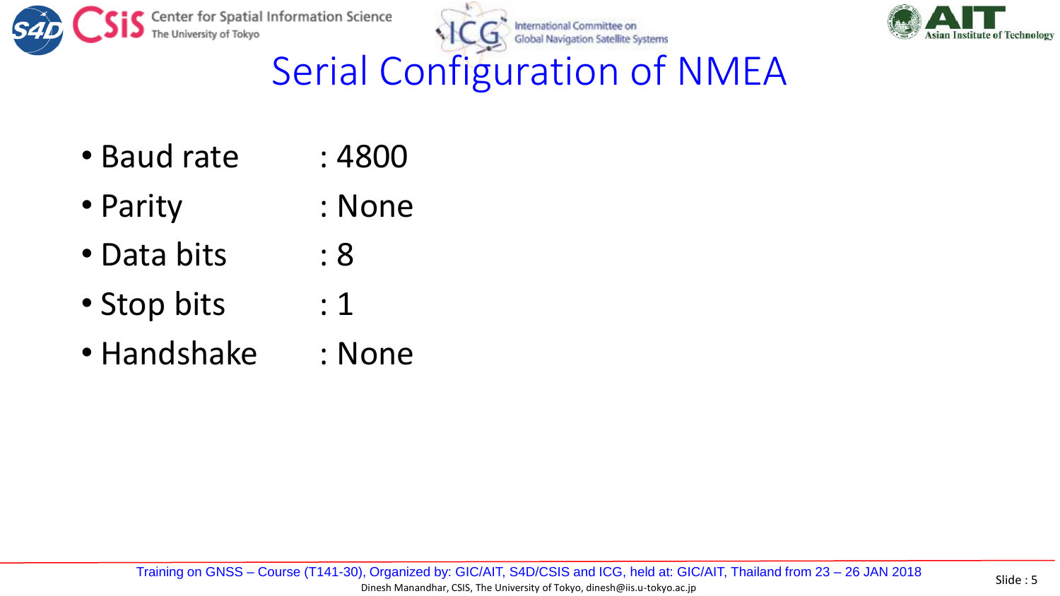# Serial Configuration of NMEA

- Baud rate : 4800
- Parity : None
- Data bits : 8
- Stop bits : 1
- Handshake : None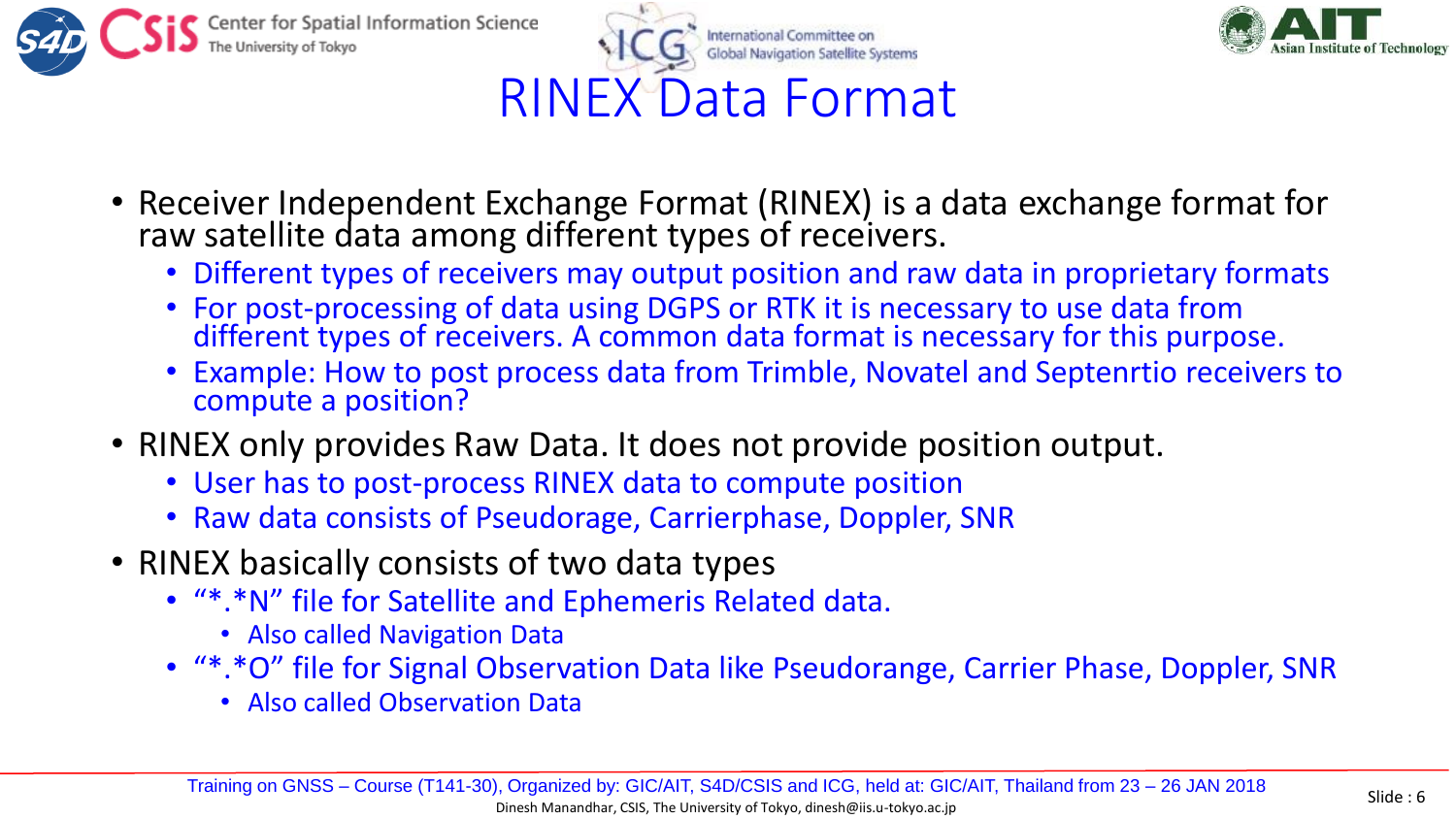# RINEX Data Format

- Receiver Independent Exchange Format (RINEX) is a data exchange format for raw satellite data among different types of receivers.
  - Different types of receivers may output position and raw data in proprietary formats
  - For post-processing of data using DGPS or RTK it is necessary to use data from different types of receivers. A common data format is necessary for this purpose.
  - Example: How to post process data from Trimble, Novatel and Septenrtio receivers to compute a position?
- RINEX only provides Raw Data. It does not provide position output.
  - User has to post-process RINEX data to compute position
  - Raw data consists of Pseudorage, Carrierphase, Doppler, SNR
- RINEX basically consists of two data types
  - "*.*N" file for Satellite and Ephemeris Related data.
    - Also called Navigation Data
  - "*.*O" file for Signal Observation Data like Pseudorange, Carrier Phase, Doppler, SNR
    - Also called Observation Data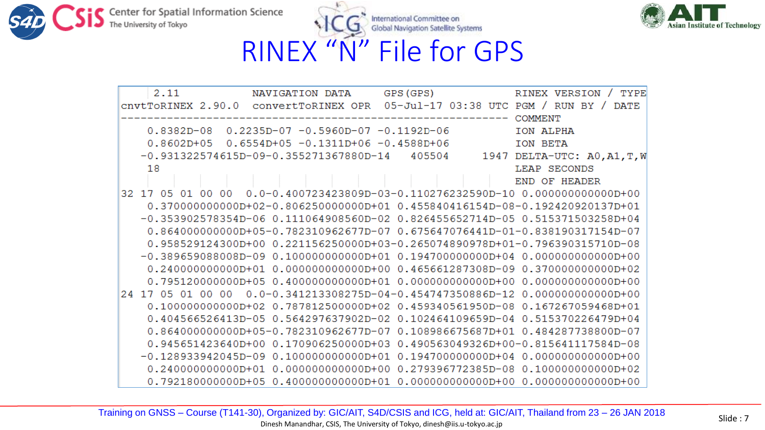# RINEX “N” File for GPS

```
     2.11           NAVIGATION DATA     GPS(GPS)            RINEX VERSION / TYPE
cnvtToRINEX 2.90.0  convertToRINEX OPR  05-Jul-17 03:38 UTC PGM / RUN BY / DATE
----------------------------------------------------------- COMMENT
    0.8382D-08  0.2235D-07 -0.5960D-07 -0.1192D-06          ION ALPHA
    0.8602D+05  0.6554D+05 -0.1311D+06 -0.4588D+06          ION BETA
   -0.931322574615D-09-0.355271367880D-14   405504     1947 DELTA-UTC: A0,A1,T,W
    18                                                      LEAP SECONDS
                                                            END OF HEADER
32 17 05 01 00 00  0.0-0.400723423809D-03-0.110276232590D-10 0.000000000000D+00
    0.370000000000D+02-0.806250000000D+01 0.455840416154D-08-0.192420920137D+01
   -0.353902578354D-06 0.111064908560D-02 0.826455652714D-05 0.515371503258D+04
    0.864000000000D+05-0.782310962677D-07 0.675647076441D-01-0.838190317154D-07
    0.958529124300D+00 0.221156250000D+03-0.265074890978D+01-0.796390315710D-08
   -0.389659088008D-09 0.100000000000D+01 0.194700000000D+04 0.000000000000D+00
    0.240000000000D+01 0.000000000000D+00 0.465661287308D-09 0.370000000000D+02
    0.795120000000D+05 0.400000000000D+01 0.000000000000D+00 0.000000000000D+00
24 17 05 01 00 00  0.0-0.341213308275D-04-0.454747350886D-12 0.000000000000D+00
    0.100000000000D+02 0.787812500000D+02 0.459340561950D-08 0.167267059468D+01
    0.404566526413D-05 0.564297637902D-02 0.102464109659D-04 0.515370226479D+04
    0.864000000000D+05-0.782310962677D-07 0.108986675687D+01 0.484287738800D-07
    0.945651423640D+00 0.170906250000D+03 0.490563049326D+00-0.815641117584D-08
   -0.128933942045D-09 0.100000000000D+01 0.194700000000D+04 0.000000000000D+00
    0.240000000000D+01 0.000000000000D+00 0.279396772385D-08 0.100000000000D+02
    0.792180000000D+05 0.400000000000D+01 0.000000000000D+00 0.000000000000D+00
```

Training on GNSS – Course (T141-30), Organized by: GIC/AIT, S4D/CSIS and ICG, held at: GIC/AIT, Thailand from 23 – 26 JAN 2018

Dinesh Manandhar, CSIS, The University of Tokyo, dinesh@iis.u-tokyo.ac.jp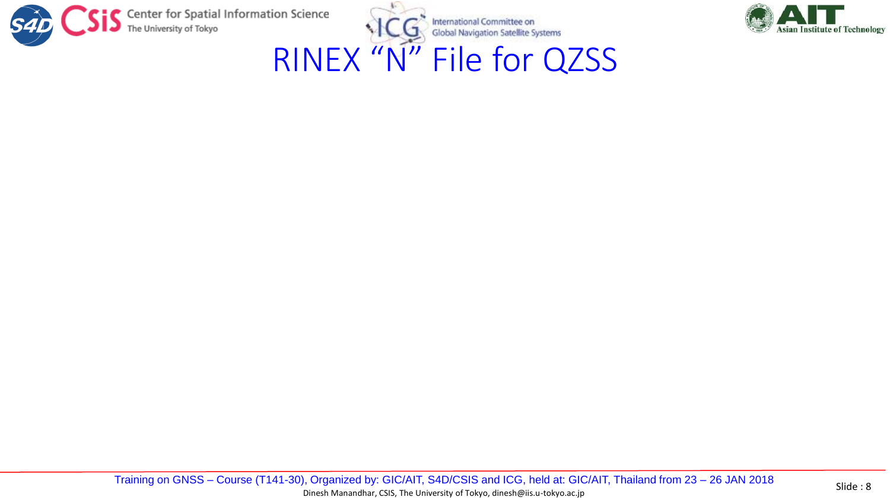# RINEX "N" File for QZSS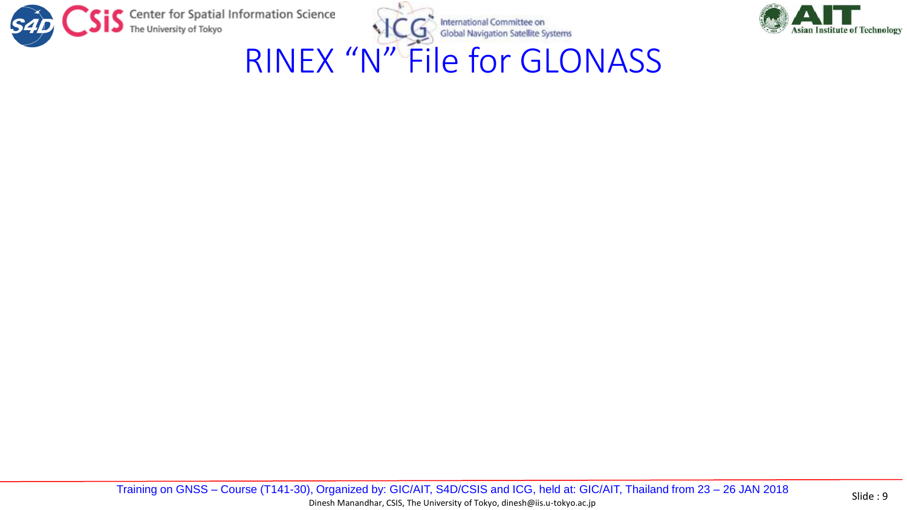# RINEX “N” File for GLONASS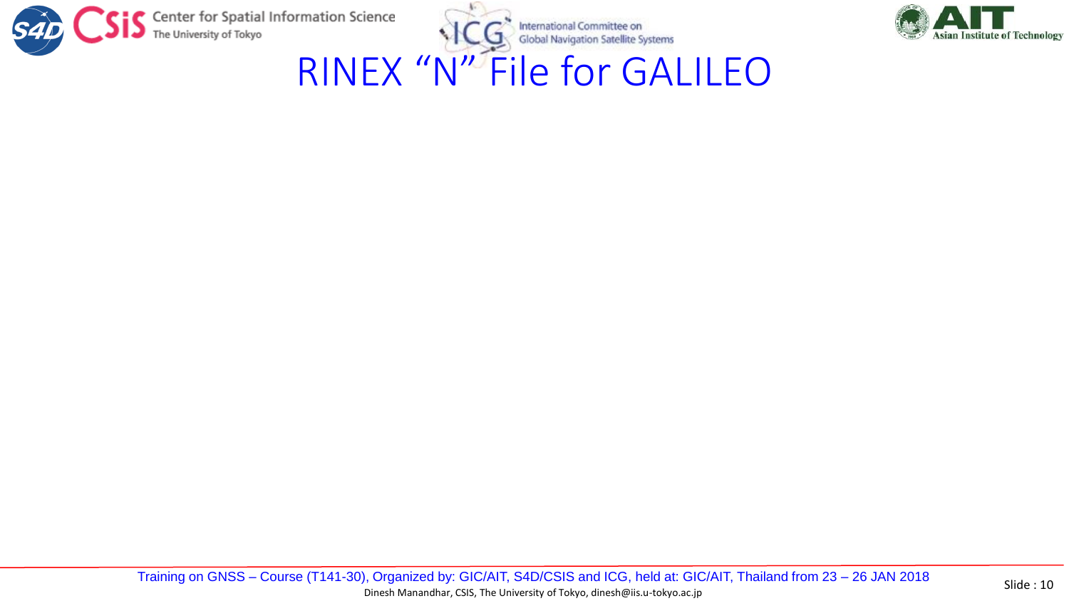# RINEX “N” File for GALILEO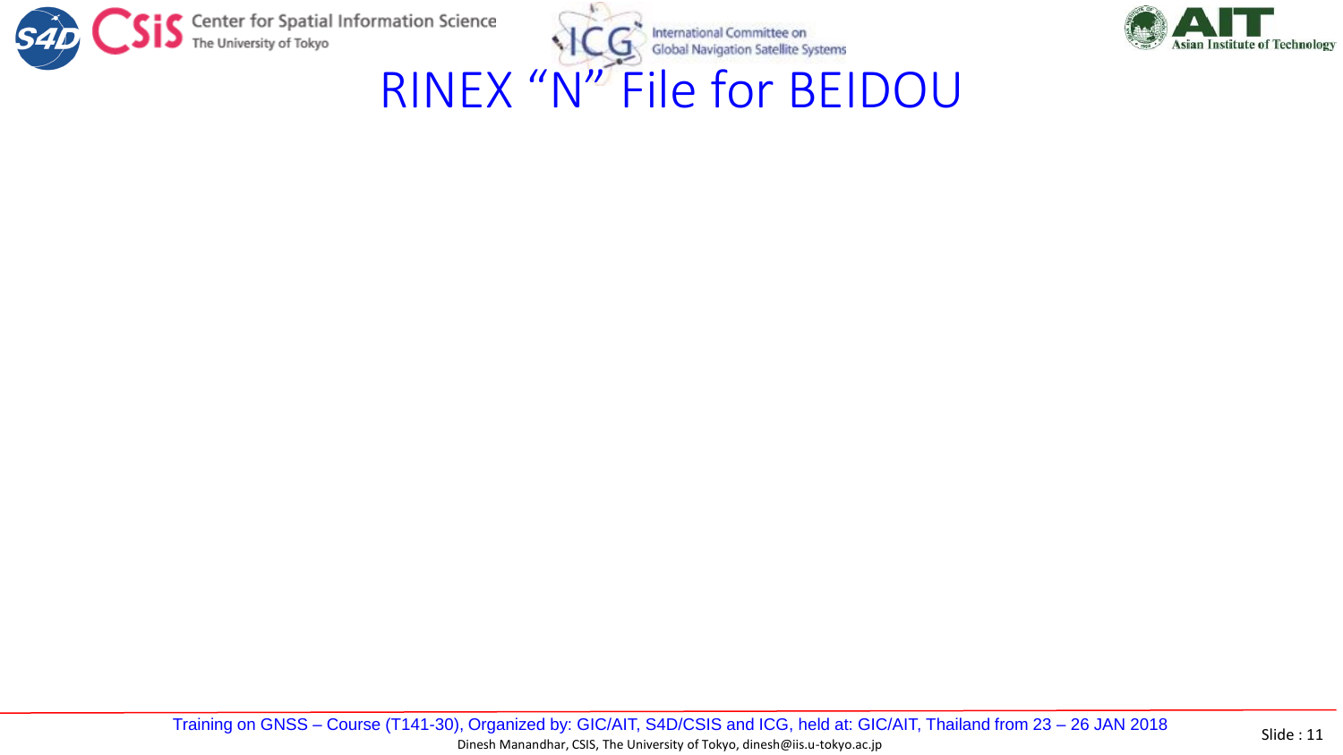# RINEX "N" File for BEIDOU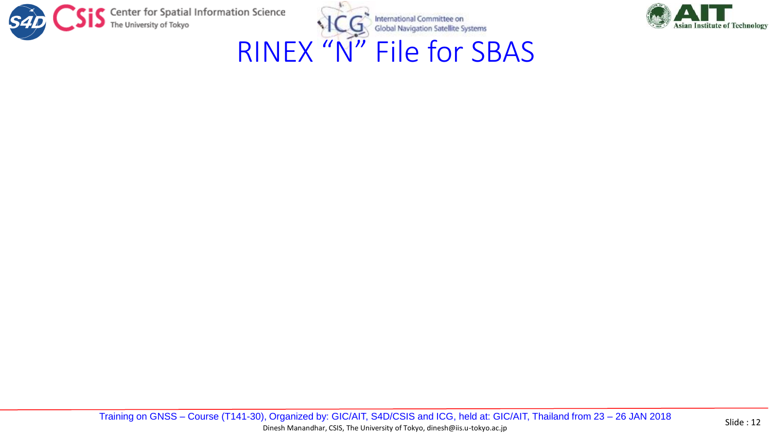# RINEX “N” File for SBAS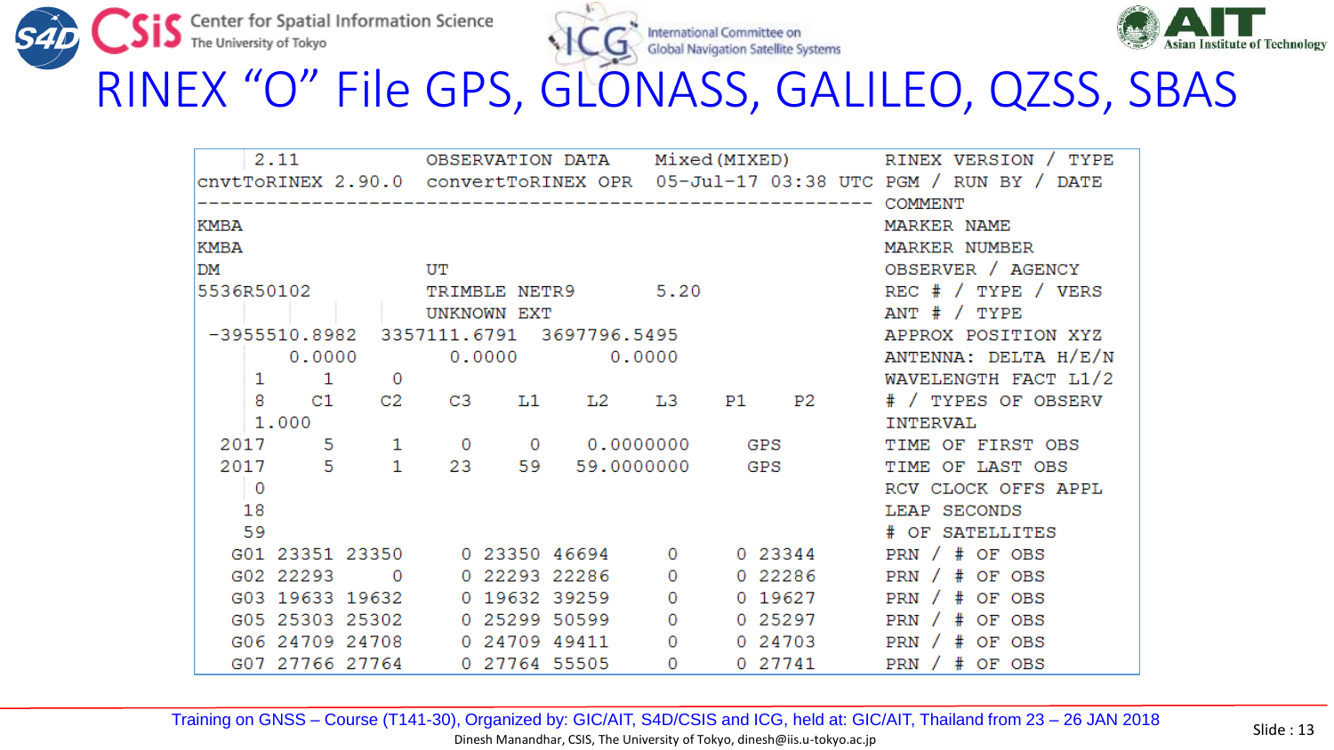# RINEX "O" File GPS, GLONASS, GALILEO, QZSS, SBAS

```
     2.11           OBSERVATION DATA    Mixed(MIXED)        RINEX VERSION / TYPE
cnvtToRINEX 2.90.0  convertToRINEX OPR  05-Jul-17 03:38 UTC PGM / RUN BY / DATE
------------------------------------------------------------ COMMENT
KMBA                                                        MARKER NAME
KMBA                                                        MARKER NUMBER
DM                  UT                                      OBSERVER / AGENCY
5536R50102          TRIMBLE NETR9       5.20                REC # / TYPE / VERS
                    UNKNOWN EXT                             ANT # / TYPE
 -3955510.8982  3357111.6791  3697796.5495                  APPROX POSITION XYZ
        0.0000        0.0000        0.0000                  ANTENNA: DELTA H/E/N
     1     1     0                                          WAVELENGTH FACT L1/2
     8    C1    C2    C3    L1    L2    L3    P1    P2      # / TYPES OF OBSERV
     1.000                                                  INTERVAL
  2017     5     1     0     0    0.0000000     GPS         TIME OF FIRST OBS
  2017     5     1    23    59   59.0000000     GPS         TIME OF LAST OBS
     0                                                      RCV CLOCK OFFS APPL
    18                                                      LEAP SECONDS
    59                                                      # OF SATELLITES
   G01 23351 23350     0 23350 46694     0     0 23344      PRN / # OF OBS
   G02 22293     0     0 22293 22286     0     0 22286      PRN / # OF OBS
   G03 19633 19632     0 19632 39259     0     0 19627      PRN / # OF OBS
   G05 25303 25302     0 25299 50599     0     0 25297      PRN / # OF OBS
   G06 24709 24708     0 24709 49411     0     0 24703      PRN / # OF OBS
   G07 27766 27764     0 27764 55505     0     0 27741      PRN / # OF OBS
```

Training on GNSS – Course (T141-30), Organized by: GIC/AIT, S4D/CSIS and ICG, held at: GIC/AIT, Thailand from 23 – 26 JAN 2018

Dinesh Manandhar, CSIS, The University of Tokyo, dinesh@iis.u-tokyo.ac.jp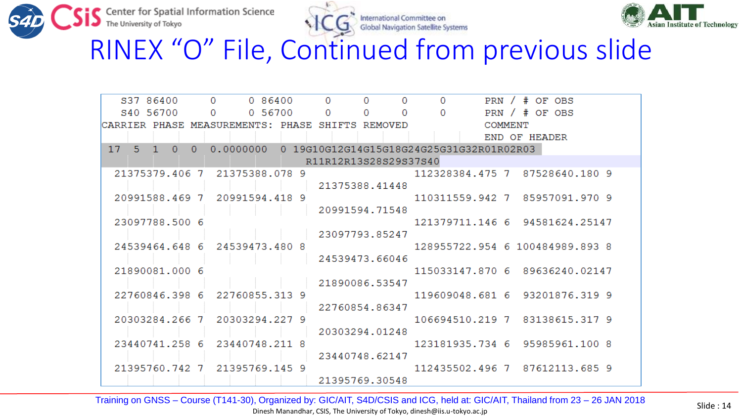# RINEX "O" File, Continued from previous slide

```
    S37 86400      0      0 86400      0      0      0      0      PRN / # OF OBS
    S40 56700      0      0 56700      0      0      0      0      PRN / # OF OBS
CARRIER PHASE MEASUREMENTS: PHASE SHIFTS REMOVED                  COMMENT
                                                                  END OF HEADER
 17  5  1  0  0  0.0000000  0 19G10G12G14G15G18G24G25G31G32R01R02R03
                                R11R12R13S28S29S37S40
  21375379.406 7  21375388.078 9                 112328384.475 7  87528640.180 9
                                21375388.41448
  20991588.469 7  20991594.418 9                 110311559.942 7  85957091.970 9
                                20991594.71548
  23097788.500 6                                 121379711.146 6  94581624.25147
                                23097793.85247
  24539464.648 6  24539473.480 8                 128955722.954 6 100484989.893 8
                                24539473.66046
  21890081.000 6                                 115033147.870 6  89636240.02147
                                21890086.53547
  22760846.398 6  22760855.313 9                 119609048.681 6  93201876.319 9
                                22760854.86347
  20303284.266 7  20303294.227 9                 106694510.219 7  83138615.317 9
                                20303294.01248
  23440741.258 6  23440748.211 8                 123181935.734 6  95985961.100 8
                                23440748.62147
  21395760.742 7  21395769.145 9                 112435502.496 7  87612113.685 9
                                21395769.30548
```

Training on GNSS – Course (T141-30), Organized by: GIC/AIT, S4D/CSIS and ICG, held at: GIC/AIT, Thailand from 23 – 26 JAN 2018

Dinesh Manandhar, CSIS, The University of Tokyo, dinesh@iis.u-tokyo.ac.jp